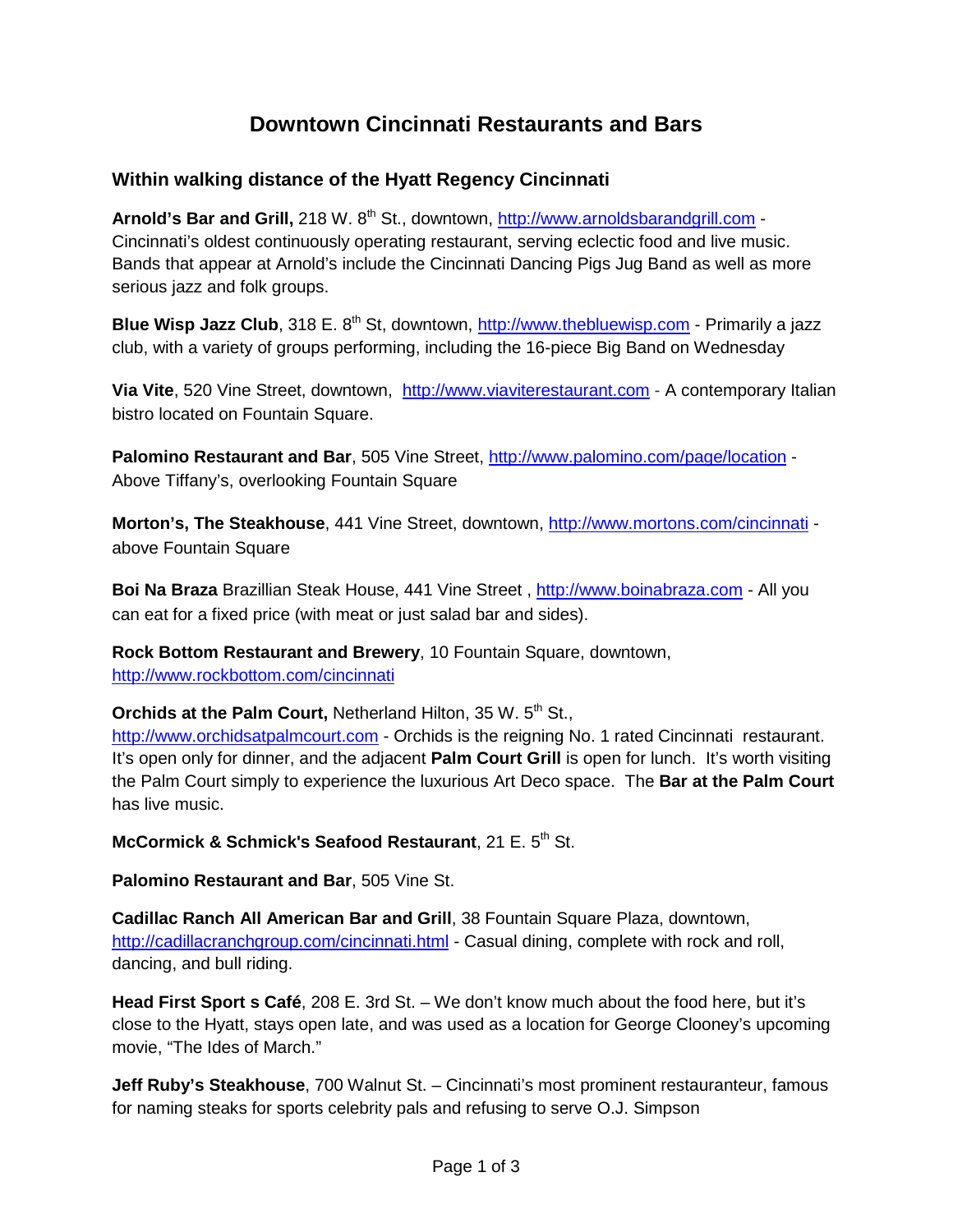# Downtown Cincinnati Restaurants and Bars

## Within walking distance of the Hyatt Regency Cincinnati

**Arnold's Bar and Grill,** 218 W. 8th St., downtown, http://www.arnoldsbarandgrill.com - Cincinnati's oldest continuously operating restaurant, serving eclectic food and live music. Bands that appear at Arnold's include the Cincinnati Dancing Pigs Jug Band as well as more serious jazz and folk groups.

**Blue Wisp Jazz Club**, 318 E. 8th St, downtown, http://www.thebluewisp.com - Primarily a jazz club, with a variety of groups performing, including the 16-piece Big Band on Wednesday

**Via Vite**, 520 Vine Street, downtown, http://www.viaviterestaurant.com - A contemporary Italian bistro located on Fountain Square.

**Palomino Restaurant and Bar**, 505 Vine Street, http://www.palomino.com/page/location - Above Tiffany's, overlooking Fountain Square

**Morton's, The Steakhouse**, 441 Vine Street, downtown, http://www.mortons.com/cincinnati - above Fountain Square

**Boi Na Braza** Brazillian Steak House, 441 Vine Street , http://www.boinabraza.com - All you can eat for a fixed price (with meat or just salad bar and sides).

**Rock Bottom Restaurant and Brewery**, 10 Fountain Square, downtown, http://www.rockbottom.com/cincinnati

**Orchids at the Palm Court,** Netherland Hilton, 35 W. 5th St., http://www.orchidsatpalmcourt.com - Orchids is the reigning No. 1 rated Cincinnati restaurant. It's open only for dinner, and the adjacent **Palm Court Grill** is open for lunch. It's worth visiting the Palm Court simply to experience the luxurious Art Deco space. The **Bar at the Palm Court** has live music.

**McCormick & Schmick's Seafood Restaurant**, 21 E. 5th St.

**Palomino Restaurant and Bar**, 505 Vine St.

**Cadillac Ranch All American Bar and Grill**, 38 Fountain Square Plaza, downtown, http://cadillacranchgroup.com/cincinnati.html - Casual dining, complete with rock and roll, dancing, and bull riding.

**Head First Sport s Café**, 208 E. 3rd St. – We don't know much about the food here, but it's close to the Hyatt, stays open late, and was used as a location for George Clooney's upcoming movie, "The Ides of March."

**Jeff Ruby's Steakhouse**, 700 Walnut St. – Cincinnati's most prominent restauranteur, famous for naming steaks for sports celebrity pals and refusing to serve O.J. Simpson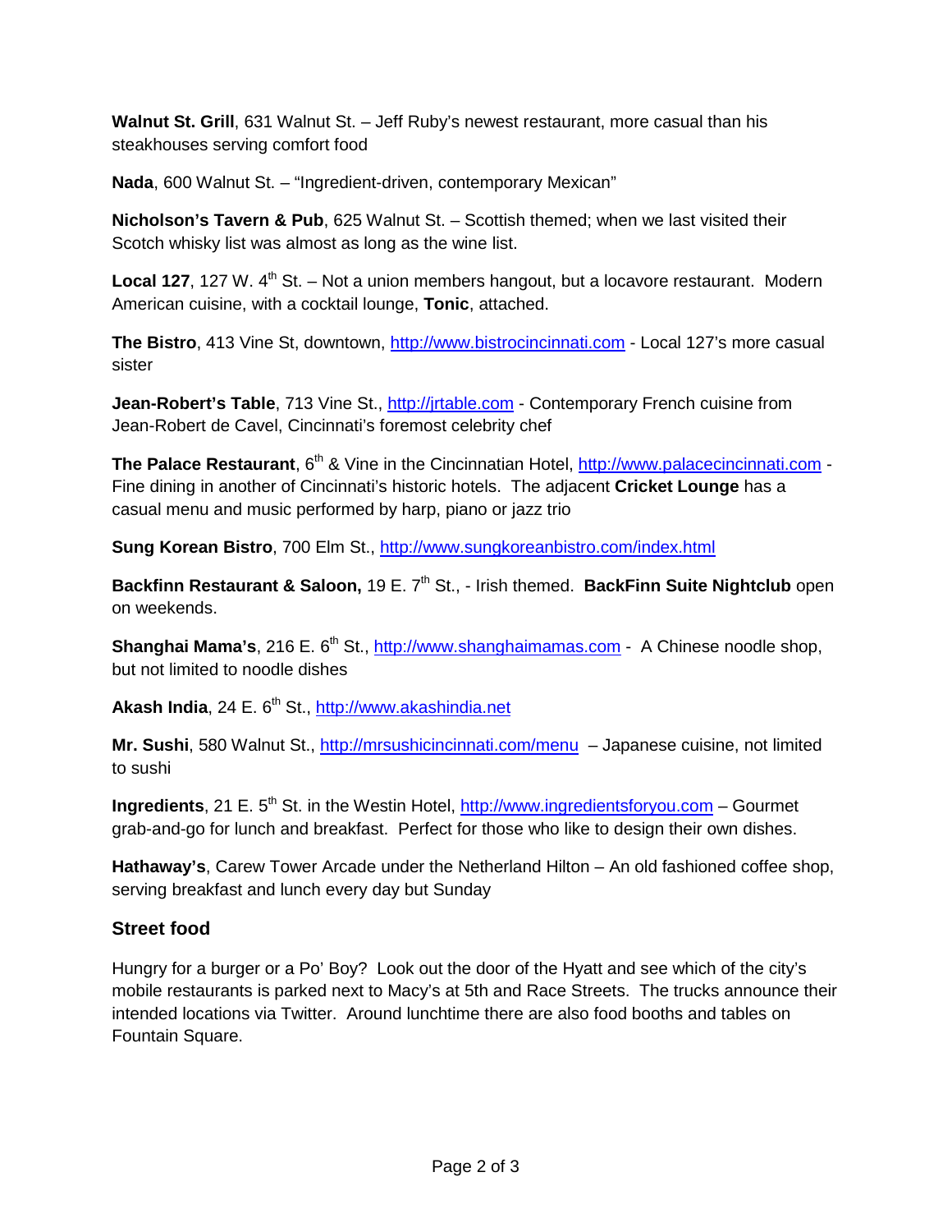**Walnut St. Grill**, 631 Walnut St. – Jeff Ruby's newest restaurant, more casual than his steakhouses serving comfort food

**Nada**, 600 Walnut St. – "Ingredient-driven, contemporary Mexican"

**Nicholson's Tavern & Pub**, 625 Walnut St. – Scottish themed; when we last visited their Scotch whisky list was almost as long as the wine list.

**Local 127**, 127 W. 4th St. – Not a union members hangout, but a locavore restaurant. Modern American cuisine, with a cocktail lounge, **Tonic**, attached.

**The Bistro**, 413 Vine St, downtown, http://www.bistrocincinnati.com - Local 127's more casual sister

**Jean-Robert's Table**, 713 Vine St., http://jrtable.com - Contemporary French cuisine from Jean-Robert de Cavel, Cincinnati's foremost celebrity chef

**The Palace Restaurant**, 6th & Vine in the Cincinnatian Hotel, http://www.palacecincinnati.com - Fine dining in another of Cincinnati's historic hotels. The adjacent **Cricket Lounge** has a casual menu and music performed by harp, piano or jazz trio

**Sung Korean Bistro**, 700 Elm St., http://www.sungkoreanbistro.com/index.html

**Backfinn Restaurant & Saloon,** 19 E. 7th St., - Irish themed. **BackFinn Suite Nightclub** open on weekends.

**Shanghai Mama's**, 216 E. 6th St., http://www.shanghaimamas.com - A Chinese noodle shop, but not limited to noodle dishes

**Akash India**, 24 E. 6th St., http://www.akashindia.net

**Mr. Sushi**, 580 Walnut St., http://mrsushicincinnati.com/menu – Japanese cuisine, not limited to sushi

**Ingredients**, 21 E. 5th St. in the Westin Hotel, http://www.ingredientsforyou.com – Gourmet grab-and-go for lunch and breakfast. Perfect for those who like to design their own dishes.

**Hathaway's**, Carew Tower Arcade under the Netherland Hilton – An old fashioned coffee shop, serving breakfast and lunch every day but Sunday

## Street food

Hungry for a burger or a Po' Boy? Look out the door of the Hyatt and see which of the city's mobile restaurants is parked next to Macy's at 5th and Race Streets. The trucks announce their intended locations via Twitter. Around lunchtime there are also food booths and tables on Fountain Square.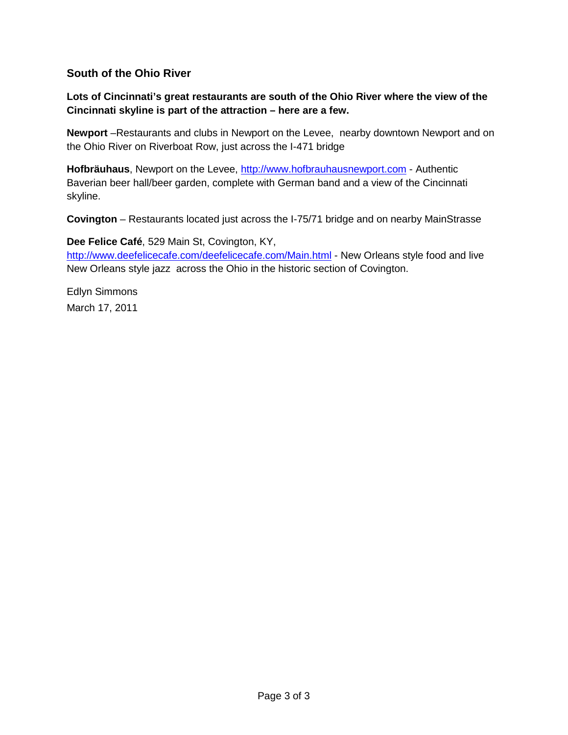### South of the Ohio River

**Lots of Cincinnati's great restaurants are south of the Ohio River where the view of the Cincinnati skyline is part of the attraction – here are a few.**

**Newport** –Restaurants and clubs in Newport on the Levee, nearby downtown Newport and on the Ohio River on Riverboat Row, just across the I-471 bridge

**Hofbräuhaus**, Newport on the Levee, http://www.hofbrauhausnewport.com - Authentic Baverian beer hall/beer garden, complete with German band and a view of the Cincinnati skyline.

**Covington** – Restaurants located just across the I-75/71 bridge and on nearby MainStrasse

**Dee Felice Café**, 529 Main St, Covington, KY, http://www.deefelicecafe.com/deefelicecafe.com/Main.html - New Orleans style food and live New Orleans style jazz across the Ohio in the historic section of Covington.

Edlyn Simmons

March 17, 2011